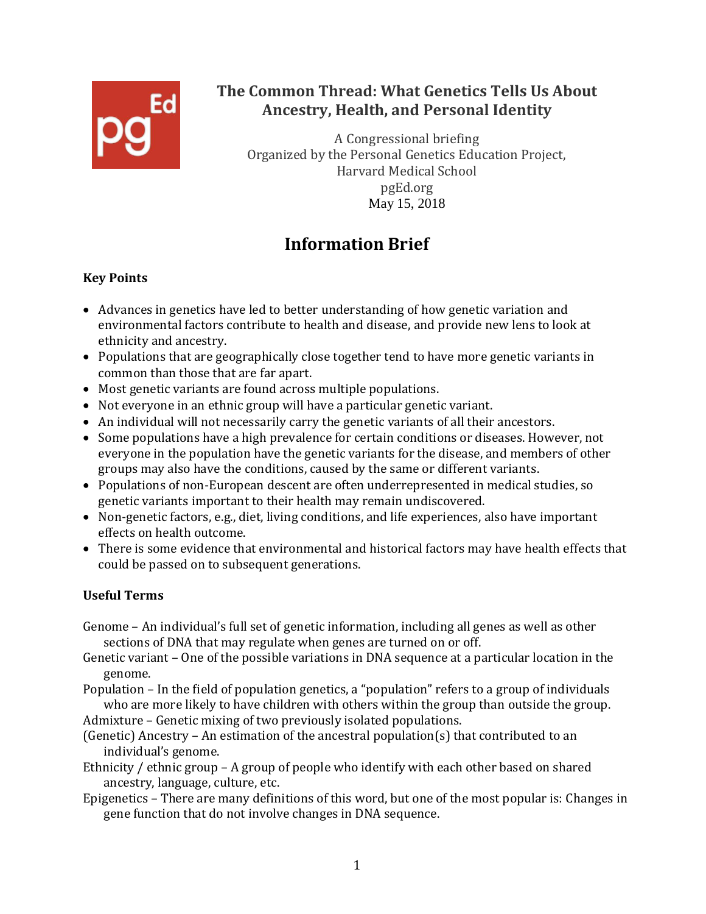# The Common Thread: What Genetics Tells Us About Ancestry, Health, and Personal Identity

A Congressional briefing
Organized by the Personal Genetics Education Project, Harvard Medical School
pgEd.org
May 15, 2018

## Information Brief

### Key Points

- Advances in genetics have led to better understanding of how genetic variation and environmental factors contribute to health and disease, and provide new lens to look at ethnicity and ancestry.
- Populations that are geographically close together tend to have more genetic variants in common than those that are far apart.
- Most genetic variants are found across multiple populations.
- Not everyone in an ethnic group will have a particular genetic variant.
- An individual will not necessarily carry the genetic variants of all their ancestors.
- Some populations have a high prevalence for certain conditions or diseases. However, not everyone in the population have the genetic variants for the disease, and members of other groups may also have the conditions, caused by the same or different variants.
- Populations of non-European descent are often underrepresented in medical studies, so genetic variants important to their health may remain undiscovered.
- Non-genetic factors, e.g., diet, living conditions, and life experiences, also have important effects on health outcome.
- There is some evidence that environmental and historical factors may have health effects that could be passed on to subsequent generations.

### Useful Terms

Genome – An individual's full set of genetic information, including all genes as well as other sections of DNA that may regulate when genes are turned on or off.

Genetic variant – One of the possible variations in DNA sequence at a particular location in the genome.

Population – In the field of population genetics, a "population" refers to a group of individuals who are more likely to have children with others within the group than outside the group.

Admixture – Genetic mixing of two previously isolated populations.

(Genetic) Ancestry – An estimation of the ancestral population(s) that contributed to an individual's genome.

Ethnicity / ethnic group – A group of people who identify with each other based on shared ancestry, language, culture, etc.

Epigenetics – There are many definitions of this word, but one of the most popular is: Changes in gene function that do not involve changes in DNA sequence.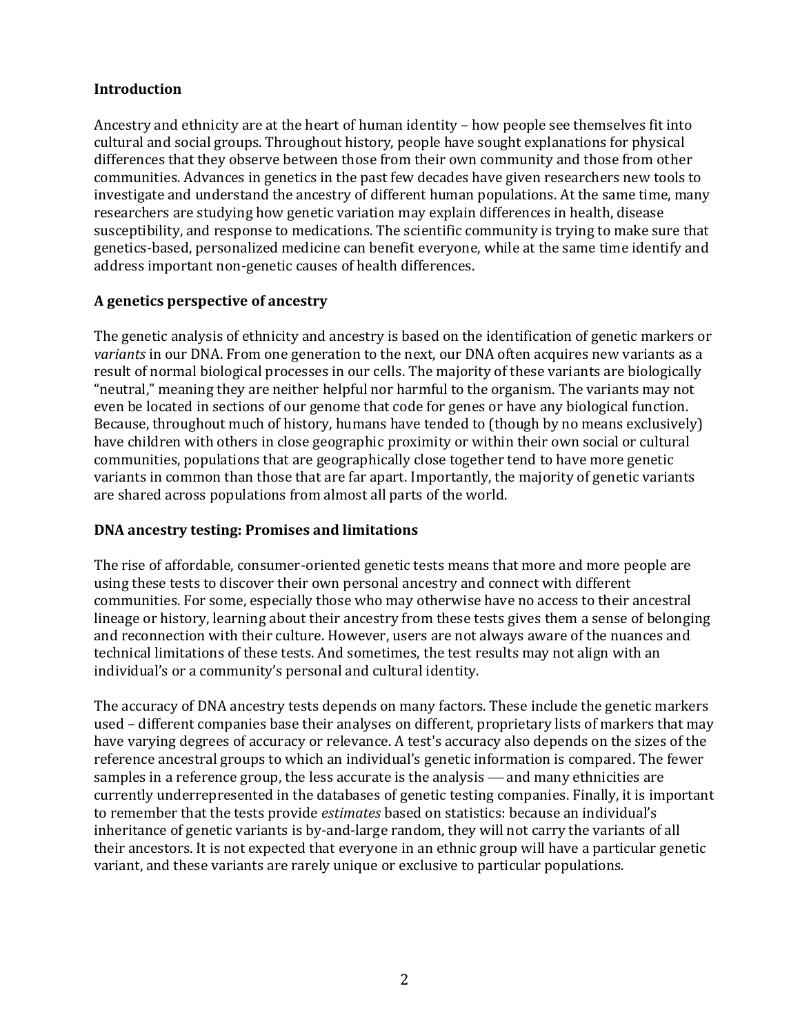**Introduction**

Ancestry and ethnicity are at the heart of human identity – how people see themselves fit into cultural and social groups. Throughout history, people have sought explanations for physical differences that they observe between those from their own community and those from other communities. Advances in genetics in the past few decades have given researchers new tools to investigate and understand the ancestry of different human populations. At the same time, many researchers are studying how genetic variation may explain differences in health, disease susceptibility, and response to medications. The scientific community is trying to make sure that genetics-based, personalized medicine can benefit everyone, while at the same time identify and address important non-genetic causes of health differences.

**A genetics perspective of ancestry**

The genetic analysis of ethnicity and ancestry is based on the identification of genetic markers or *variants* in our DNA. From one generation to the next, our DNA often acquires new variants as a result of normal biological processes in our cells. The majority of these variants are biologically "neutral," meaning they are neither helpful nor harmful to the organism. The variants may not even be located in sections of our genome that code for genes or have any biological function. Because, throughout much of history, humans have tended to (though by no means exclusively) have children with others in close geographic proximity or within their own social or cultural communities, populations that are geographically close together tend to have more genetic variants in common than those that are far apart. Importantly, the majority of genetic variants are shared across populations from almost all parts of the world.

**DNA ancestry testing: Promises and limitations**

The rise of affordable, consumer-oriented genetic tests means that more and more people are using these tests to discover their own personal ancestry and connect with different communities. For some, especially those who may otherwise have no access to their ancestral lineage or history, learning about their ancestry from these tests gives them a sense of belonging and reconnection with their culture. However, users are not always aware of the nuances and technical limitations of these tests. And sometimes, the test results may not align with an individual's or a community's personal and cultural identity.

The accuracy of DNA ancestry tests depends on many factors. These include the genetic markers used – different companies base their analyses on different, proprietary lists of markers that may have varying degrees of accuracy or relevance. A test's accuracy also depends on the sizes of the reference ancestral groups to which an individual's genetic information is compared. The fewer samples in a reference group, the less accurate is the analysis — and many ethnicities are currently underrepresented in the databases of genetic testing companies. Finally, it is important to remember that the tests provide *estimates* based on statistics: because an individual's inheritance of genetic variants is by-and-large random, they will not carry the variants of all their ancestors. It is not expected that everyone in an ethnic group will have a particular genetic variant, and these variants are rarely unique or exclusive to particular populations.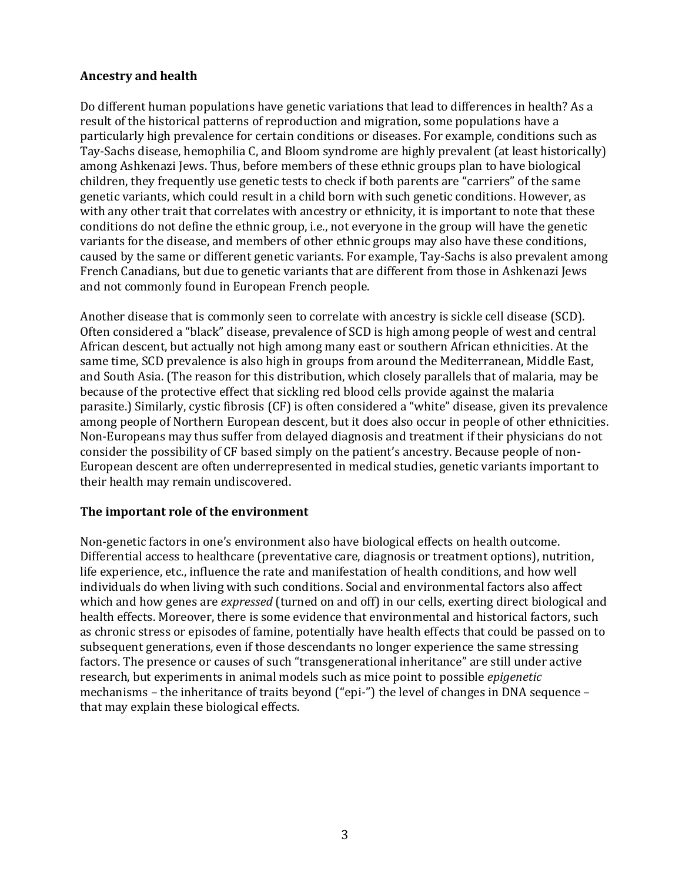**Ancestry and health**

Do different human populations have genetic variations that lead to differences in health? As a result of the historical patterns of reproduction and migration, some populations have a particularly high prevalence for certain conditions or diseases. For example, conditions such as Tay-Sachs disease, hemophilia C, and Bloom syndrome are highly prevalent (at least historically) among Ashkenazi Jews. Thus, before members of these ethnic groups plan to have biological children, they frequently use genetic tests to check if both parents are "carriers" of the same genetic variants, which could result in a child born with such genetic conditions. However, as with any other trait that correlates with ancestry or ethnicity, it is important to note that these conditions do not define the ethnic group, i.e., not everyone in the group will have the genetic variants for the disease, and members of other ethnic groups may also have these conditions, caused by the same or different genetic variants. For example, Tay-Sachs is also prevalent among French Canadians, but due to genetic variants that are different from those in Ashkenazi Jews and not commonly found in European French people.

Another disease that is commonly seen to correlate with ancestry is sickle cell disease (SCD). Often considered a "black" disease, prevalence of SCD is high among people of west and central African descent, but actually not high among many east or southern African ethnicities. At the same time, SCD prevalence is also high in groups from around the Mediterranean, Middle East, and South Asia. (The reason for this distribution, which closely parallels that of malaria, may be because of the protective effect that sickling red blood cells provide against the malaria parasite.) Similarly, cystic fibrosis (CF) is often considered a "white" disease, given its prevalence among people of Northern European descent, but it does also occur in people of other ethnicities. Non-Europeans may thus suffer from delayed diagnosis and treatment if their physicians do not consider the possibility of CF based simply on the patient's ancestry. Because people of non-European descent are often underrepresented in medical studies, genetic variants important to their health may remain undiscovered.

**The important role of the environment**

Non-genetic factors in one's environment also have biological effects on health outcome. Differential access to healthcare (preventative care, diagnosis or treatment options), nutrition, life experience, etc., influence the rate and manifestation of health conditions, and how well individuals do when living with such conditions. Social and environmental factors also affect which and how genes are *expressed* (turned on and off) in our cells, exerting direct biological and health effects. Moreover, there is some evidence that environmental and historical factors, such as chronic stress or episodes of famine, potentially have health effects that could be passed on to subsequent generations, even if those descendants no longer experience the same stressing factors. The presence or causes of such "transgenerational inheritance" are still under active research, but experiments in animal models such as mice point to possible *epigenetic* mechanisms – the inheritance of traits beyond ("epi-") the level of changes in DNA sequence – that may explain these biological effects.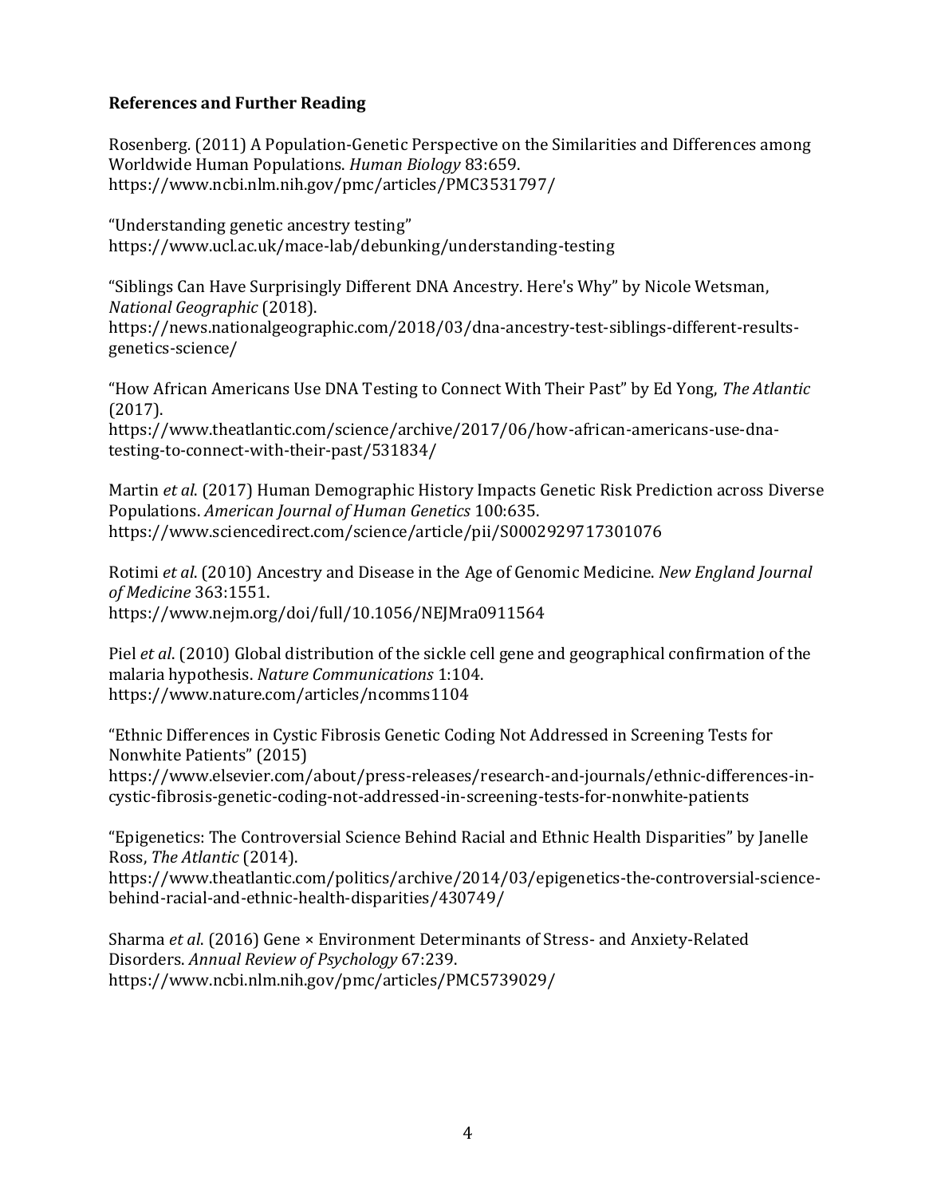**References and Further Reading**

Rosenberg. (2011) A Population-Genetic Perspective on the Similarities and Differences among Worldwide Human Populations. *Human Biology* 83:659.
https://www.ncbi.nlm.nih.gov/pmc/articles/PMC3531797/

"Understanding genetic ancestry testing"
https://www.ucl.ac.uk/mace-lab/debunking/understanding-testing

"Siblings Can Have Surprisingly Different DNA Ancestry. Here's Why" by Nicole Wetsman, *National Geographic* (2018).
https://news.nationalgeographic.com/2018/03/dna-ancestry-test-siblings-different-results-genetics-science/

"How African Americans Use DNA Testing to Connect With Their Past" by Ed Yong, *The Atlantic* (2017).
https://www.theatlantic.com/science/archive/2017/06/how-african-americans-use-dna-testing-to-connect-with-their-past/531834/

Martin *et al*. (2017) Human Demographic History Impacts Genetic Risk Prediction across Diverse Populations. *American Journal of Human Genetics* 100:635.
https://www.sciencedirect.com/science/article/pii/S0002929717301076

Rotimi *et al*. (2010) Ancestry and Disease in the Age of Genomic Medicine. *New England Journal of Medicine* 363:1551.
https://www.nejm.org/doi/full/10.1056/NEJMra0911564

Piel *et al*. (2010) Global distribution of the sickle cell gene and geographical confirmation of the malaria hypothesis. *Nature Communications* 1:104.
https://www.nature.com/articles/ncomms1104

"Ethnic Differences in Cystic Fibrosis Genetic Coding Not Addressed in Screening Tests for Nonwhite Patients" (2015)
https://www.elsevier.com/about/press-releases/research-and-journals/ethnic-differences-in-cystic-fibrosis-genetic-coding-not-addressed-in-screening-tests-for-nonwhite-patients

"Epigenetics: The Controversial Science Behind Racial and Ethnic Health Disparities" by Janelle Ross, *The Atlantic* (2014).
https://www.theatlantic.com/politics/archive/2014/03/epigenetics-the-controversial-science-behind-racial-and-ethnic-health-disparities/430749/

Sharma *et al*. (2016) Gene × Environment Determinants of Stress- and Anxiety-Related Disorders. *Annual Review of Psychology* 67:239.
https://www.ncbi.nlm.nih.gov/pmc/articles/PMC5739029/